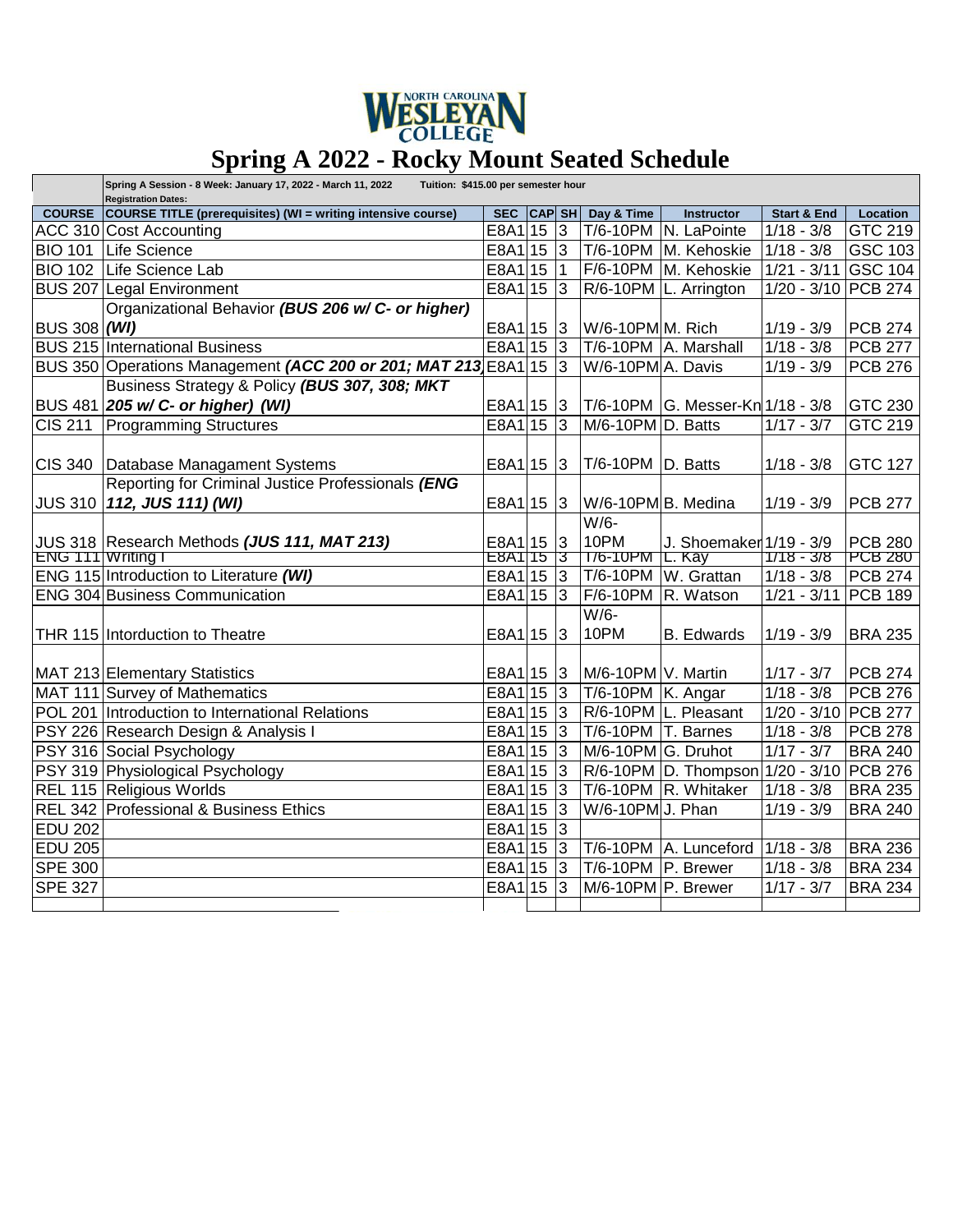NORTH CAROLINA WESLEYAN COLLEGE

# Spring A 2022 - Rocky Mount Seated Schedule

Spring A Session - 8 Week: January 17, 2022 - March 11, 2022 Tuition: $415.00 per semester hour

Registration Dates:

| COURSE | COURSE TITLE (prerequisites) (WI = writing intensive course) | SEC | CAP | SH | Day & Time | Instructor | Start & End | Location |
|---|---|---|---|---|---|---|---|---|
| ACC 310 | Cost Accounting | E8A1 | 15 | 3 | T/6-10PM | N. LaPointe | 1/18 - 3/8 | GTC 219 |
| BIO 101 | Life Science | E8A1 | 15 | 3 | T/6-10PM | M. Kehoskie | 1/18 - 3/8 | GSC 103 |
| BIO 102 | Life Science Lab | E8A1 | 15 | 1 | F/6-10PM | M. Kehoskie | 1/21 - 3/11 | GSC 104 |
| BUS 207 | Legal Environment | E8A1 | 15 | 3 | R/6-10PM | L. Arrington | 1/20 - 3/10 | PCB 274 |
| BUS 308 | Organizational Behavior ***(BUS 206 w/ C- or higher)*** ***(WI)*** | E8A1 | 15 | 3 | W/6-10PM | M. Rich | 1/19 - 3/9 | PCB 274 |
| BUS 215 | International Business | E8A1 | 15 | 3 | T/6-10PM | A. Marshall | 1/18 - 3/8 | PCB 277 |
| BUS 350 | Operations Management ***(ACC 200 or 201; MAT 213)*** | E8A1 | 15 | 3 | W/6-10PM | A. Davis | 1/19 - 3/9 | PCB 276 |
| BUS 481 | Business Strategy & Policy ***(BUS 307, 308; MKT 205 w/ C- or higher) (WI)*** | E8A1 | 15 | 3 | T/6-10PM | G. Messer-Kn | 1/18 - 3/8 | GTC 230 |
| CIS 211 | Programming Structures | E8A1 | 15 | 3 | M/6-10PM | D. Batts | 1/17 - 3/7 | GTC 219 |
| CIS 340 | Database Managament Systems | E8A1 | 15 | 3 | T/6-10PM | D. Batts | 1/18 - 3/8 | GTC 127 |
| JUS 310 | Reporting for Criminal Justice Professionals ***(ENG 112, JUS 111) (WI)*** | E8A1 | 15 | 3 | W/6-10PM | B. Medina | 1/19 - 3/9 | PCB 277 |
| JUS 318 | Research Methods ***(JUS 111, MAT 213)*** | E8A1 | 15 | 3 | W/6-10PM | J. Shoemaker | 1/19 - 3/9 | PCB 280 |
| ENG 111 | Writing I | E8A1 | 15 | 3 | T/6-10PM | L. Kay | 1/18 - 3/8 | PCB 280 |
| ENG 115 | Introduction to Literature ***(WI)*** | E8A1 | 15 | 3 | T/6-10PM | W. Grattan | 1/18 - 3/8 | PCB 274 |
| ENG 304 | Business Communication | E8A1 | 15 | 3 | F/6-10PM | R. Watson | 1/21 - 3/11 | PCB 189 |
| THR 115 | Intorduction to Theatre | E8A1 | 15 | 3 | W/6-10PM | B. Edwards | 1/19 - 3/9 | BRA 235 |
| MAT 213 | Elementary Statistics | E8A1 | 15 | 3 | M/6-10PM | V. Martin | 1/17 - 3/7 | PCB 274 |
| MAT 111 | Survey of Mathematics | E8A1 | 15 | 3 | T/6-10PM | K. Angar | 1/18 - 3/8 | PCB 276 |
| POL 201 | Introduction to International Relations | E8A1 | 15 | 3 | R/6-10PM | L. Pleasant | 1/20 - 3/10 | PCB 277 |
| PSY 226 | Research Design & Analysis I | E8A1 | 15 | 3 | T/6-10PM | T. Barnes | 1/18 - 3/8 | PCB 278 |
| PSY 316 | Social Psychology | E8A1 | 15 | 3 | M/6-10PM | G. Druhot | 1/17 - 3/7 | BRA 240 |
| PSY 319 | Physiological Psychology | E8A1 | 15 | 3 | R/6-10PM | D. Thompson | 1/20 - 3/10 | PCB 276 |
| REL 115 | Religious Worlds | E8A1 | 15 | 3 | T/6-10PM | R. Whitaker | 1/18 - 3/8 | BRA 235 |
| REL 342 | Professional & Business Ethics | E8A1 | 15 | 3 | W/6-10PM | J. Phan | 1/19 - 3/9 | BRA 240 |
| EDU 202 | | E8A1 | 15 | 3 | | | | |
| EDU 205 | | E8A1 | 15 | 3 | T/6-10PM | A. Lunceford | 1/18 - 3/8 | BRA 236 |
| SPE 300 | | E8A1 | 15 | 3 | T/6-10PM | P. Brewer | 1/18 - 3/8 | BRA 234 |
| SPE 327 | | E8A1 | 15 | 3 | M/6-10PM | P. Brewer | 1/17 - 3/7 | BRA 234 |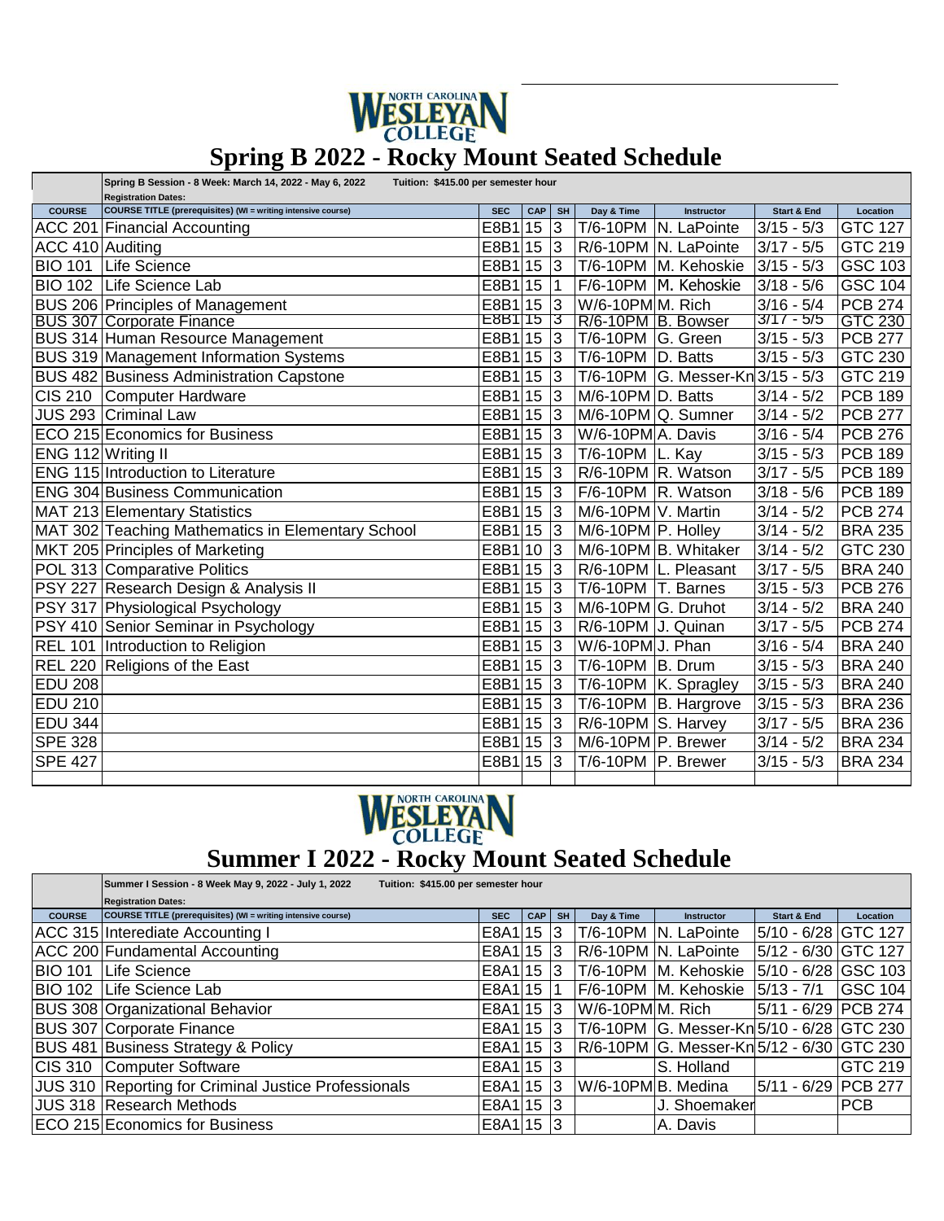NORTH CAROLINA WESLEYAN COLLEGE

# Spring B 2022 - Rocky Mount Seated Schedule

| | Spring B Session - 8 Week: March 14, 2022 - May 6, 2022 Tuition: $415.00 per semester hour Registration Dates: | | | | | | | |
|---|---|---|---|---|---|---|---|---|
| **COURSE** | **COURSE TITLE (prerequisites) (WI = writing intensive course)** | **SEC** | **CAP** | **SH** | **Day & Time** | **Instructor** | **Start & End** | **Location** |
| ACC 201 | Financial Accounting | E8B1 | 15 | 3 | T/6-10PM | N. LaPointe | 3/15 - 5/3 | GTC 127 |
| ACC 410 | Auditing | E8B1 | 15 | 3 | R/6-10PM | N. LaPointe | 3/17 - 5/5 | GTC 219 |
| BIO 101 | Life Science | E8B1 | 15 | 3 | T/6-10PM | M. Kehoskie | 3/15 - 5/3 | GSC 103 |
| BIO 102 | Life Science Lab | E8B1 | 15 | 1 | F/6-10PM | M. Kehoskie | 3/18 - 5/6 | GSC 104 |
| BUS 206 | Principles of Management | E8B1 | 15 | 3 | W/6-10PM | M. Rich | 3/16 - 5/4 | PCB 274 |
| BUS 307 | Corporate Finance | E8B1 | 15 | 3 | R/6-10PM | B. Bowser | 3/17 - 5/5 | GTC 230 |
| BUS 314 | Human Resource Management | E8B1 | 15 | 3 | T/6-10PM | G. Green | 3/15 - 5/3 | PCB 277 |
| BUS 319 | Management Information Systems | E8B1 | 15 | 3 | T/6-10PM | D. Batts | 3/15 - 5/3 | GTC 230 |
| BUS 482 | Business Administration Capstone | E8B1 | 15 | 3 | T/6-10PM | G. Messer-Kn | 3/15 - 5/3 | GTC 219 |
| CIS 210 | Computer Hardware | E8B1 | 15 | 3 | M/6-10PM | D. Batts | 3/14 - 5/2 | PCB 189 |
| JUS 293 | Criminal Law | E8B1 | 15 | 3 | M/6-10PM | Q. Sumner | 3/14 - 5/2 | PCB 277 |
| ECO 215 | Economics for Business | E8B1 | 15 | 3 | W/6-10PM | A. Davis | 3/16 - 5/4 | PCB 276 |
| ENG 112 | Writing II | E8B1 | 15 | 3 | T/6-10PM | L. Kay | 3/15 - 5/3 | PCB 189 |
| ENG 115 | Introduction to Literature | E8B1 | 15 | 3 | R/6-10PM | R. Watson | 3/17 - 5/5 | PCB 189 |
| ENG 304 | Business Communication | E8B1 | 15 | 3 | F/6-10PM | R. Watson | 3/18 - 5/6 | PCB 189 |
| MAT 213 | Elementary Statistics | E8B1 | 15 | 3 | M/6-10PM | V. Martin | 3/14 - 5/2 | PCB 274 |
| MAT 302 | Teaching Mathematics in Elementary School | E8B1 | 15 | 3 | M/6-10PM | P. Holley | 3/14 - 5/2 | BRA 235 |
| MKT 205 | Principles of Marketing | E8B1 | 10 | 3 | M/6-10PM | B. Whitaker | 3/14 - 5/2 | GTC 230 |
| POL 313 | Comparative Politics | E8B1 | 15 | 3 | R/6-10PM | L. Pleasant | 3/17 - 5/5 | BRA 240 |
| PSY 227 | Research Design & Analysis II | E8B1 | 15 | 3 | T/6-10PM | T. Barnes | 3/15 - 5/3 | PCB 276 |
| PSY 317 | Physiological Psychology | E8B1 | 15 | 3 | M/6-10PM | G. Druhot | 3/14 - 5/2 | BRA 240 |
| PSY 410 | Senior Seminar in Psychology | E8B1 | 15 | 3 | R/6-10PM | J. Quinan | 3/17 - 5/5 | PCB 274 |
| REL 101 | Introduction to Religion | E8B1 | 15 | 3 | W/6-10PM | J. Phan | 3/16 - 5/4 | BRA 240 |
| REL 220 | Religions of the East | E8B1 | 15 | 3 | T/6-10PM | B. Drum | 3/15 - 5/3 | BRA 240 |
| EDU 208 | | E8B1 | 15 | 3 | T/6-10PM | K. Spragley | 3/15 - 5/3 | BRA 240 |
| EDU 210 | | E8B1 | 15 | 3 | T/6-10PM | B. Hargrove | 3/15 - 5/3 | BRA 236 |
| EDU 344 | | E8B1 | 15 | 3 | R/6-10PM | S. Harvey | 3/17 - 5/5 | BRA 236 |
| SPE 328 | | E8B1 | 15 | 3 | M/6-10PM | P. Brewer | 3/14 - 5/2 | BRA 234 |
| SPE 427 | | E8B1 | 15 | 3 | T/6-10PM | P. Brewer | 3/15 - 5/3 | BRA 234 |

NORTH CAROLINA WESLEYAN COLLEGE

# Summer I 2022 - Rocky Mount Seated Schedule

| | Summer I Session - 8 Week May 9, 2022 - July 1, 2022 Tuition: $415.00 per semester hour Registration Dates: | | | | | | | |
|---|---|---|---|---|---|---|---|---|
| **COURSE** | **COURSE TITLE (prerequisites) (WI = writing intensive course)** | **SEC** | **CAP** | **SH** | **Day & Time** | **Instructor** | **Start & End** | **Location** |
| ACC 315 | Interediate Accounting I | E8A1 | 15 | 3 | T/6-10PM | N. LaPointe | 5/10 - 6/28 | GTC 127 |
| ACC 200 | Fundamental Accounting | E8A1 | 15 | 3 | R/6-10PM | N. LaPointe | 5/12 - 6/30 | GTC 127 |
| BIO 101 | Life Science | E8A1 | 15 | 3 | T/6-10PM | M. Kehoskie | 5/10 - 6/28 | GSC 103 |
| BIO 102 | Life Science Lab | E8A1 | 15 | 1 | F/6-10PM | M. Kehoskie | 5/13 - 7/1 | GSC 104 |
| BUS 308 | Organizational Behavior | E8A1 | 15 | 3 | W/6-10PM | M. Rich | 5/11 - 6/29 | PCB 274 |
| BUS 307 | Corporate Finance | E8A1 | 15 | 3 | T/6-10PM | G. Messer-Kn | 5/10 - 6/28 | GTC 230 |
| BUS 481 | Business Strategy & Policy | E8A1 | 15 | 3 | R/6-10PM | G. Messer-Kn | 5/12 - 6/30 | GTC 230 |
| CIS 310 | Computer Software | E8A1 | 15 | 3 | | S. Holland | | GTC 219 |
| JUS 310 | Reporting for Criminal Justice Professionals | E8A1 | 15 | 3 | W/6-10PM | B. Medina | 5/11 - 6/29 | PCB 277 |
| JUS 318 | Research Methods | E8A1 | 15 | 3 | | J. Shoemaker | | PCB |
| ECO 215 | Economics for Business | E8A1 | 15 | 3 | | A. Davis | | |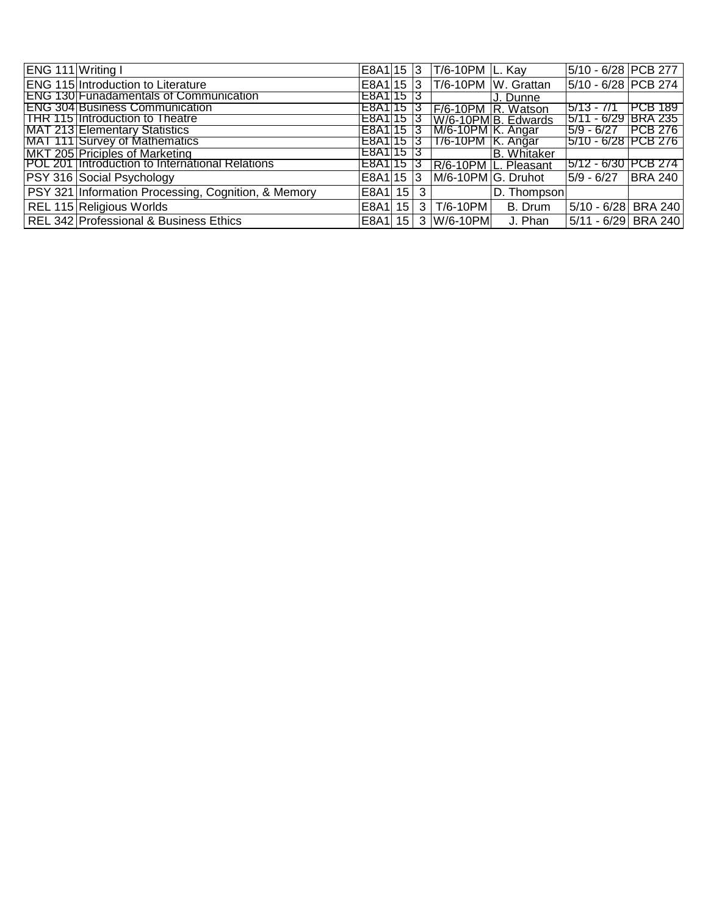| | | | | | | | | |
|---|---|---|---|---|---|---|---|---|
| ENG 111 | Writing I | E8A1 | 15 | 3 | T/6-10PM | L. Kay | 5/10 - 6/28 | PCB 277 |
| ENG 115 | Introduction to Literature | E8A1 | 15 | 3 | T/6-10PM | W. Grattan | 5/10 - 6/28 | PCB 274 |
| ENG 130 | Funadamentals of Communication | E8A1 | 15 | 3 | | J. Dunne | | |
| ENG 304 | Business Communication | E8A1 | 15 | 3 | F/6-10PM | R. Watson | 5/13 - 7/1 | PCB 189 |
| THR 115 | Introduction to Theatre | E8A1 | 15 | 3 | W/6-10PM | B. Edwards | 5/11 - 6/29 | BRA 235 |
| MAT 213 | Elementary Statistics | E8A1 | 15 | 3 | M/6-10PM | K. Angar | 5/9 - 6/27 | PCB 276 |
| MAT 111 | Survey of Mathematics | E8A1 | 15 | 3 | T/6-10PM | K. Angar | 5/10 - 6/28 | PCB 276 |
| MKT 205 | Priciples of Marketing | E8A1 | 15 | 3 | | B. Whitaker | | |
| POL 201 | Introduction to International Relations | E8A1 | 15 | 3 | R/6-10PM | L. Pleasant | 5/12 - 6/30 | PCB 274 |
| PSY 316 | Social Psychology | E8A1 | 15 | 3 | M/6-10PM | G. Druhot | 5/9 - 6/27 | BRA 240 |
| PSY 321 | Information Processing, Cognition, & Memory | E8A1 | 15 | 3 | | D. Thompson | | |
| REL 115 | Religious Worlds | E8A1 | 15 | 3 | T/6-10PM | B. Drum | 5/10 - 6/28 | BRA 240 |
| REL 342 | Professional & Business Ethics | E8A1 | 15 | 3 | W/6-10PM | J. Phan | 5/11 - 6/29 | BRA 240 |